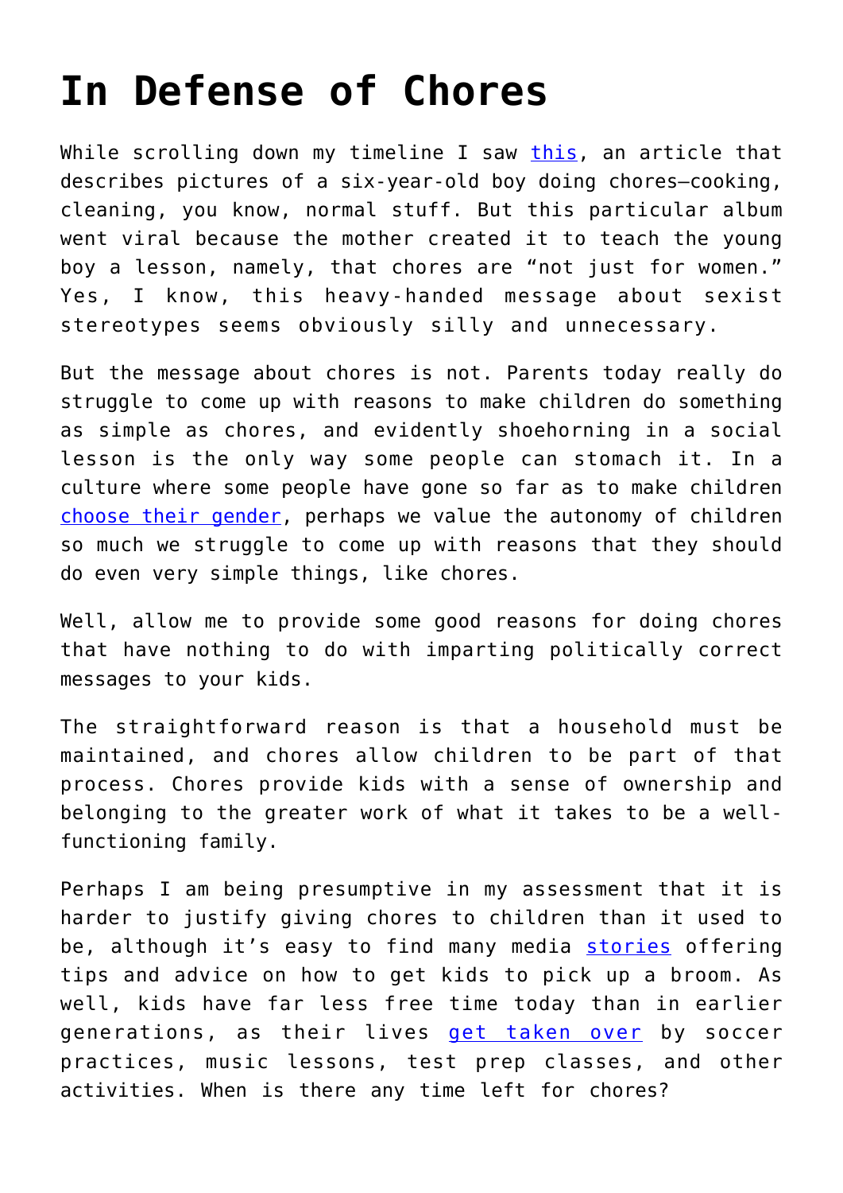# In Defense of Chores

While scrolling down my timeline I saw this, an article that describes pictures of a six-year-old boy doing chores—cooking, cleaning, you know, normal stuff. But this particular album went viral because the mother created it to teach the young boy a lesson, namely, that chores are "not just for women." Yes, I know, this heavy-handed message about sexist stereotypes seems obviously silly and unnecessary.

But the message about chores is not. Parents today really do struggle to come up with reasons to make children do something as simple as chores, and evidently shoehorning in a social lesson is the only way some people can stomach it. In a culture where some people have gone so far as to make children choose their gender, perhaps we value the autonomy of children so much we struggle to come up with reasons that they should do even very simple things, like chores.

Well, allow me to provide some good reasons for doing chores that have nothing to do with imparting politically correct messages to your kids.

The straightforward reason is that a household must be maintained, and chores allow children to be part of that process. Chores provide kids with a sense of ownership and belonging to the greater work of what it takes to be a well-functioning family.

Perhaps I am being presumptive in my assessment that it is harder to justify giving chores to children than it used to be, although it's easy to find many media stories offering tips and advice on how to get kids to pick up a broom. As well, kids have far less free time today than in earlier generations, as their lives get taken over by soccer practices, music lessons, test prep classes, and other activities. When is there any time left for chores?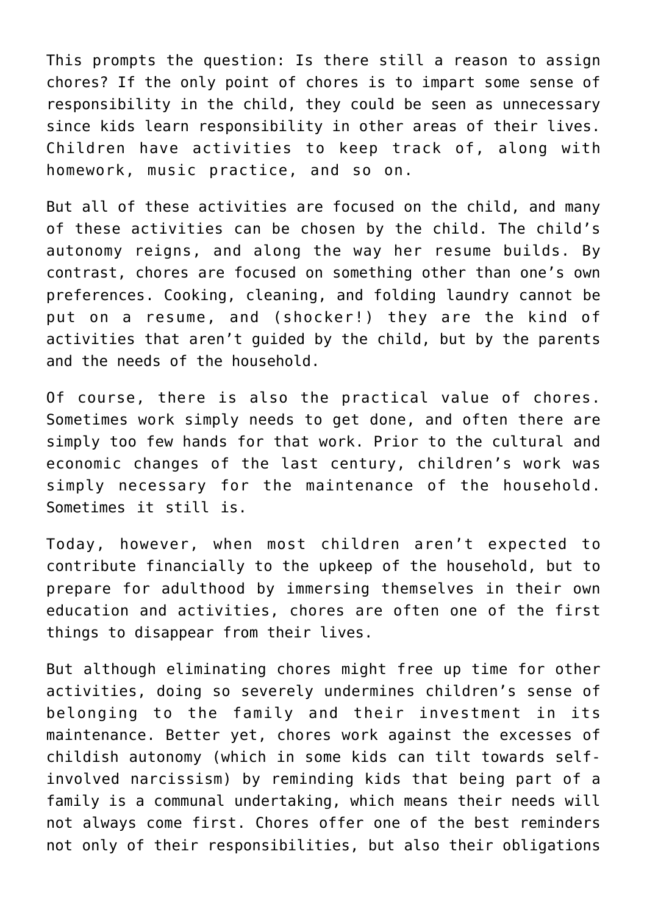This prompts the question: Is there still a reason to assign chores? If the only point of chores is to impart some sense of responsibility in the child, they could be seen as unnecessary since kids learn responsibility in other areas of their lives. Children have activities to keep track of, along with homework, music practice, and so on.

But all of these activities are focused on the child, and many of these activities can be chosen by the child. The child's autonomy reigns, and along the way her resume builds. By contrast, chores are focused on something other than one's own preferences. Cooking, cleaning, and folding laundry cannot be put on a resume, and (shocker!) they are the kind of activities that aren't guided by the child, but by the parents and the needs of the household.

Of course, there is also the practical value of chores. Sometimes work simply needs to get done, and often there are simply too few hands for that work. Prior to the cultural and economic changes of the last century, children's work was simply necessary for the maintenance of the household. Sometimes it still is.

Today, however, when most children aren't expected to contribute financially to the upkeep of the household, but to prepare for adulthood by immersing themselves in their own education and activities, chores are often one of the first things to disappear from their lives.

But although eliminating chores might free up time for other activities, doing so severely undermines children's sense of belonging to the family and their investment in its maintenance. Better yet, chores work against the excesses of childish autonomy (which in some kids can tilt towards self-involved narcissism) by reminding kids that being part of a family is a communal undertaking, which means their needs will not always come first. Chores offer one of the best reminders not only of their responsibilities, but also their obligations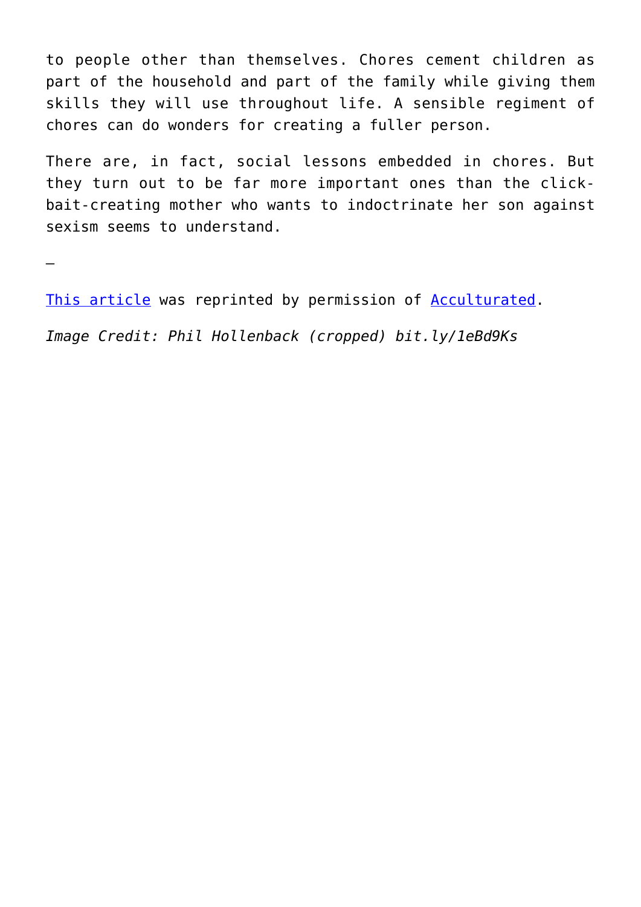to people other than themselves. Chores cement children as part of the household and part of the family while giving them skills they will use throughout life. A sensible regiment of chores can do wonders for creating a fuller person.

There are, in fact, social lessons embedded in chores. But they turn out to be far more important ones than the click-bait-creating mother who wants to indoctrinate her son against sexism seems to understand.

—

This article was reprinted by permission of Acculturated.

*Image Credit: Phil Hollenback (cropped) bit.ly/1eBd9Ks*